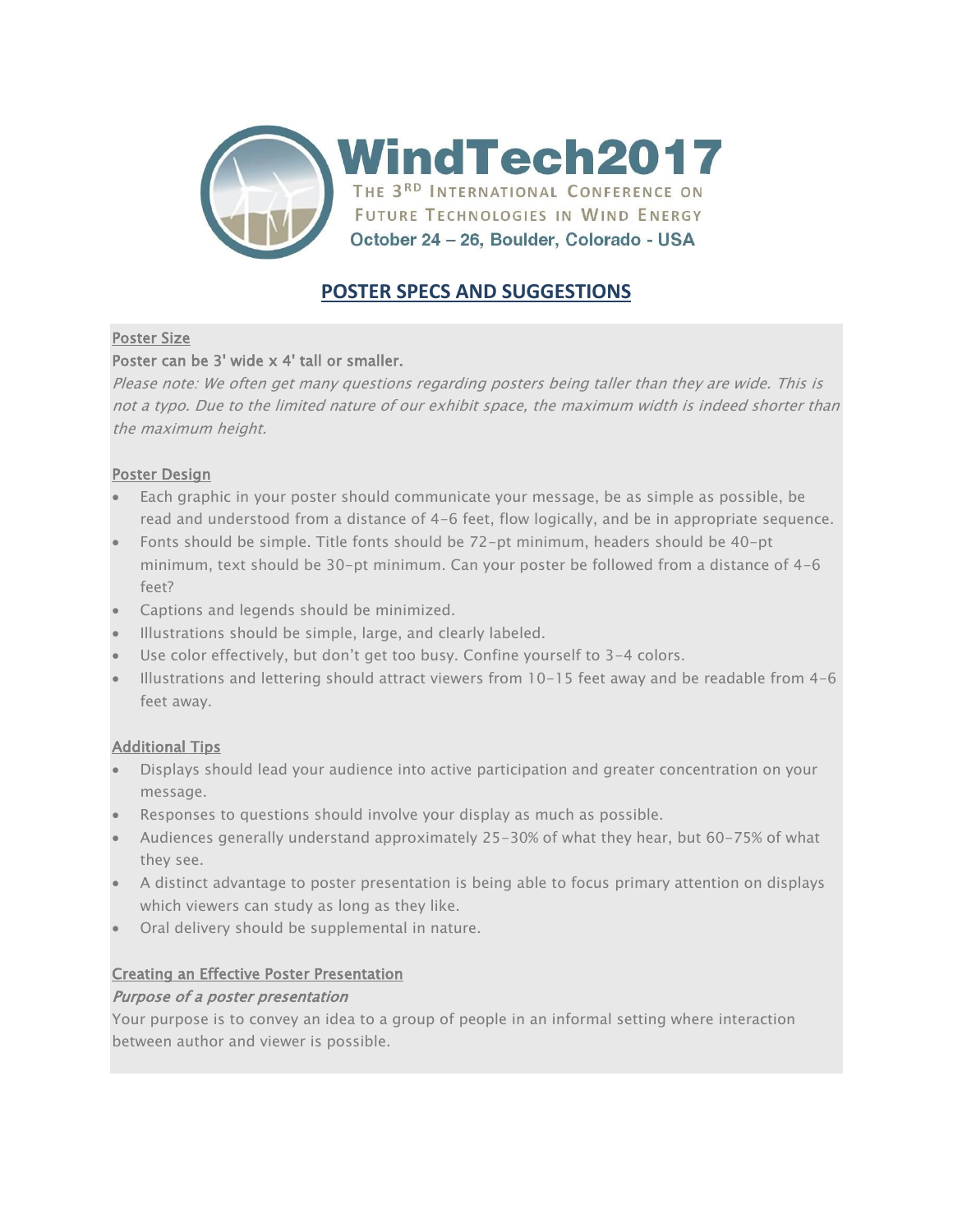# WindTech2017

THE 3RD INTERNATIONAL CONFERENCE ON FUTURE TECHNOLOGIES IN WIND ENERGY

October 24 – 26, Boulder, Colorado - USA

## POSTER SPECS AND SUGGESTIONS

### Poster Size

Poster can be 3' wide x 4' tall or smaller.

*Please note: We often get many questions regarding posters being taller than they are wide. This is not a typo. Due to the limited nature of our exhibit space, the maximum width is indeed shorter than the maximum height.*

### Poster Design

- Each graphic in your poster should communicate your message, be as simple as possible, be read and understood from a distance of 4-6 feet, flow logically, and be in appropriate sequence.
- Fonts should be simple. Title fonts should be 72-pt minimum, headers should be 40-pt minimum, text should be 30-pt minimum. Can your poster be followed from a distance of 4-6 feet?
- Captions and legends should be minimized.
- Illustrations should be simple, large, and clearly labeled.
- Use color effectively, but don't get too busy. Confine yourself to 3-4 colors.
- Illustrations and lettering should attract viewers from 10-15 feet away and be readable from 4-6 feet away.

### Additional Tips

- Displays should lead your audience into active participation and greater concentration on your message.
- Responses to questions should involve your display as much as possible.
- Audiences generally understand approximately 25-30% of what they hear, but 60-75% of what they see.
- A distinct advantage to poster presentation is being able to focus primary attention on displays which viewers can study as long as they like.
- Oral delivery should be supplemental in nature.

### Creating an Effective Poster Presentation

#### *Purpose of a poster presentation*

Your purpose is to convey an idea to a group of people in an informal setting where interaction between author and viewer is possible.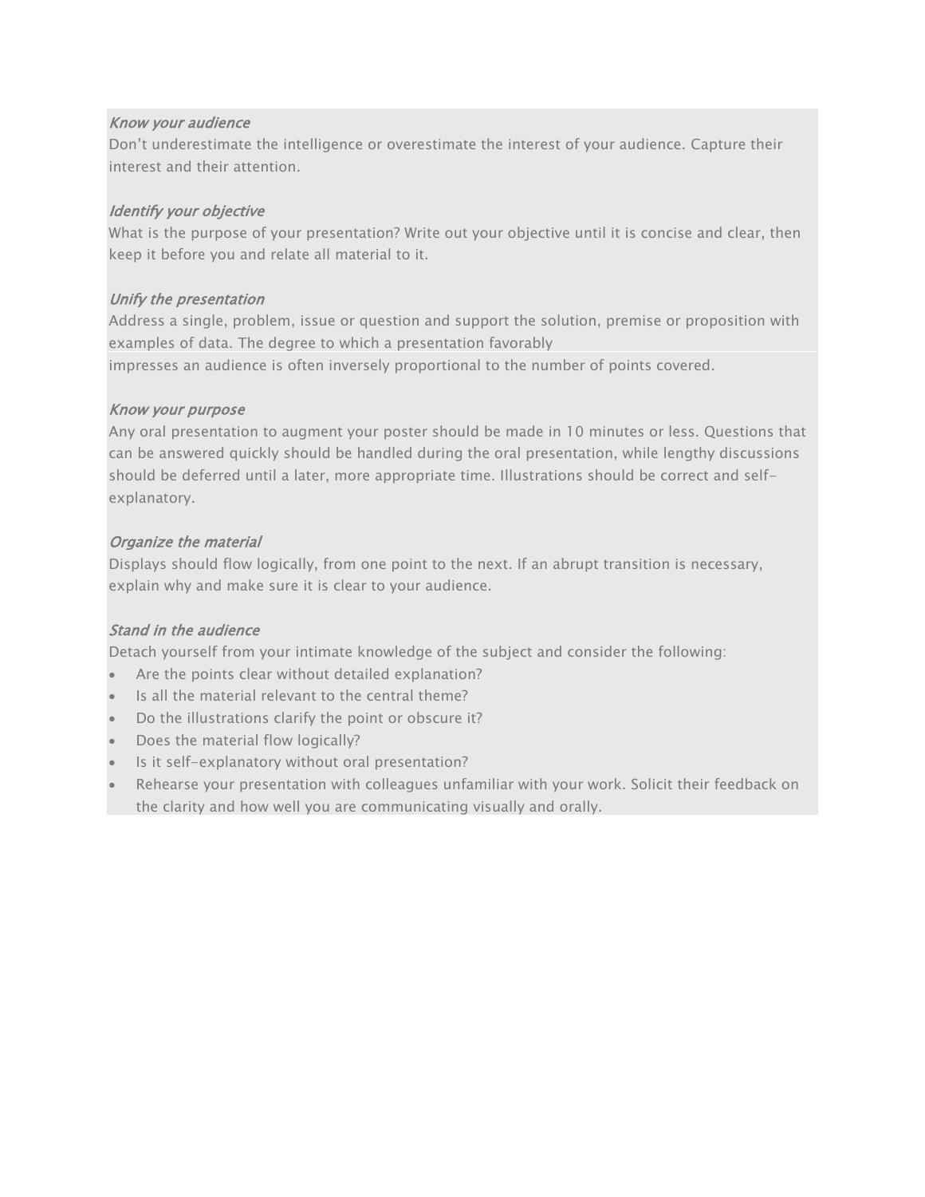*Know your audience*

Don't underestimate the intelligence or overestimate the interest of your audience. Capture their interest and their attention.

*Identify your objective*

What is the purpose of your presentation? Write out your objective until it is concise and clear, then keep it before you and relate all material to it.

*Unify the presentation*

Address a single, problem, issue or question and support the solution, premise or proposition with examples of data. The degree to which a presentation favorably impresses an audience is often inversely proportional to the number of points covered.

*Know your purpose*

Any oral presentation to augment your poster should be made in 10 minutes or less. Questions that can be answered quickly should be handled during the oral presentation, while lengthy discussions should be deferred until a later, more appropriate time. Illustrations should be correct and self-explanatory.

*Organize the material*

Displays should flow logically, from one point to the next. If an abrupt transition is necessary, explain why and make sure it is clear to your audience.

*Stand in the audience*

Detach yourself from your intimate knowledge of the subject and consider the following:

- Are the points clear without detailed explanation?
- Is all the material relevant to the central theme?
- Do the illustrations clarify the point or obscure it?
- Does the material flow logically?
- Is it self-explanatory without oral presentation?
- Rehearse your presentation with colleagues unfamiliar with your work. Solicit their feedback on the clarity and how well you are communicating visually and orally.